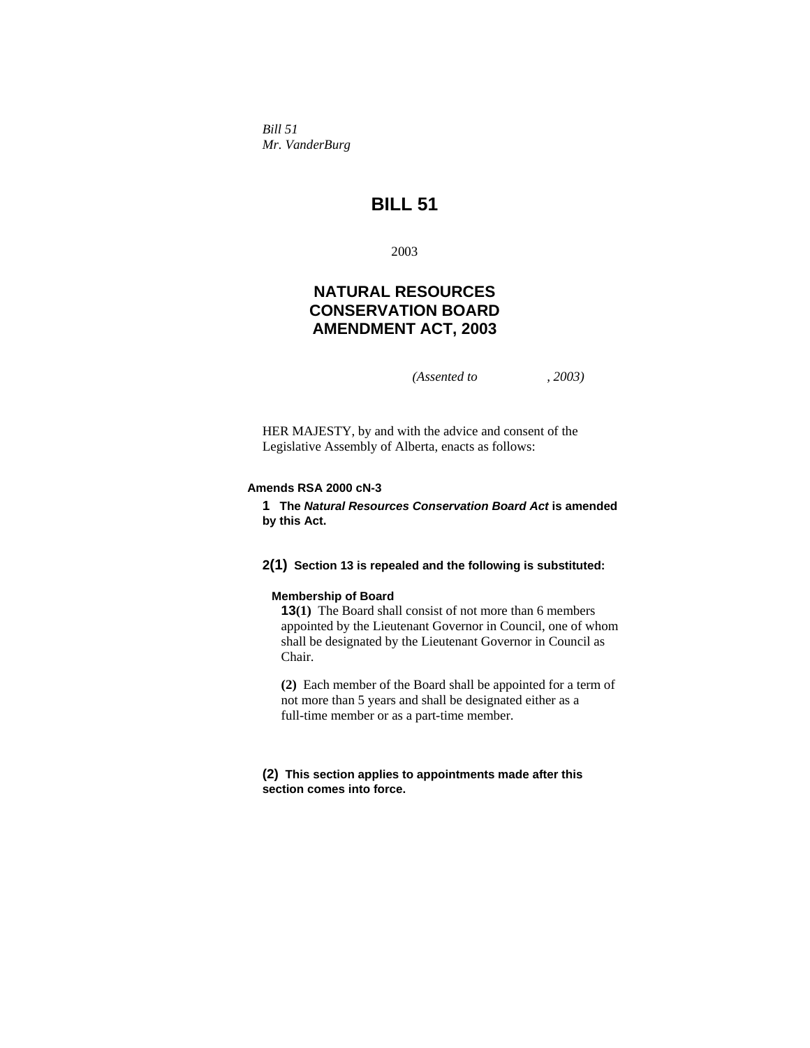*Bill 51*
*Mr. VanderBurg*

# BILL 51

2003

## NATURAL RESOURCES CONSERVATION BOARD AMENDMENT ACT, 2003

*(Assented to , 2003)*

HER MAJESTY, by and with the advice and consent of the Legislative Assembly of Alberta, enacts as follows:

**Amends RSA 2000 cN-3**

**1 The *Natural Resources Conservation Board Act* is amended by this Act.**

**2(1) Section 13 is repealed and the following is substituted:**

**Membership of Board**

**13(1)** The Board shall consist of not more than 6 members appointed by the Lieutenant Governor in Council, one of whom shall be designated by the Lieutenant Governor in Council as Chair.

**(2)** Each member of the Board shall be appointed for a term of not more than 5 years and shall be designated either as a full-time member or as a part-time member.

**(2) This section applies to appointments made after this section comes into force.**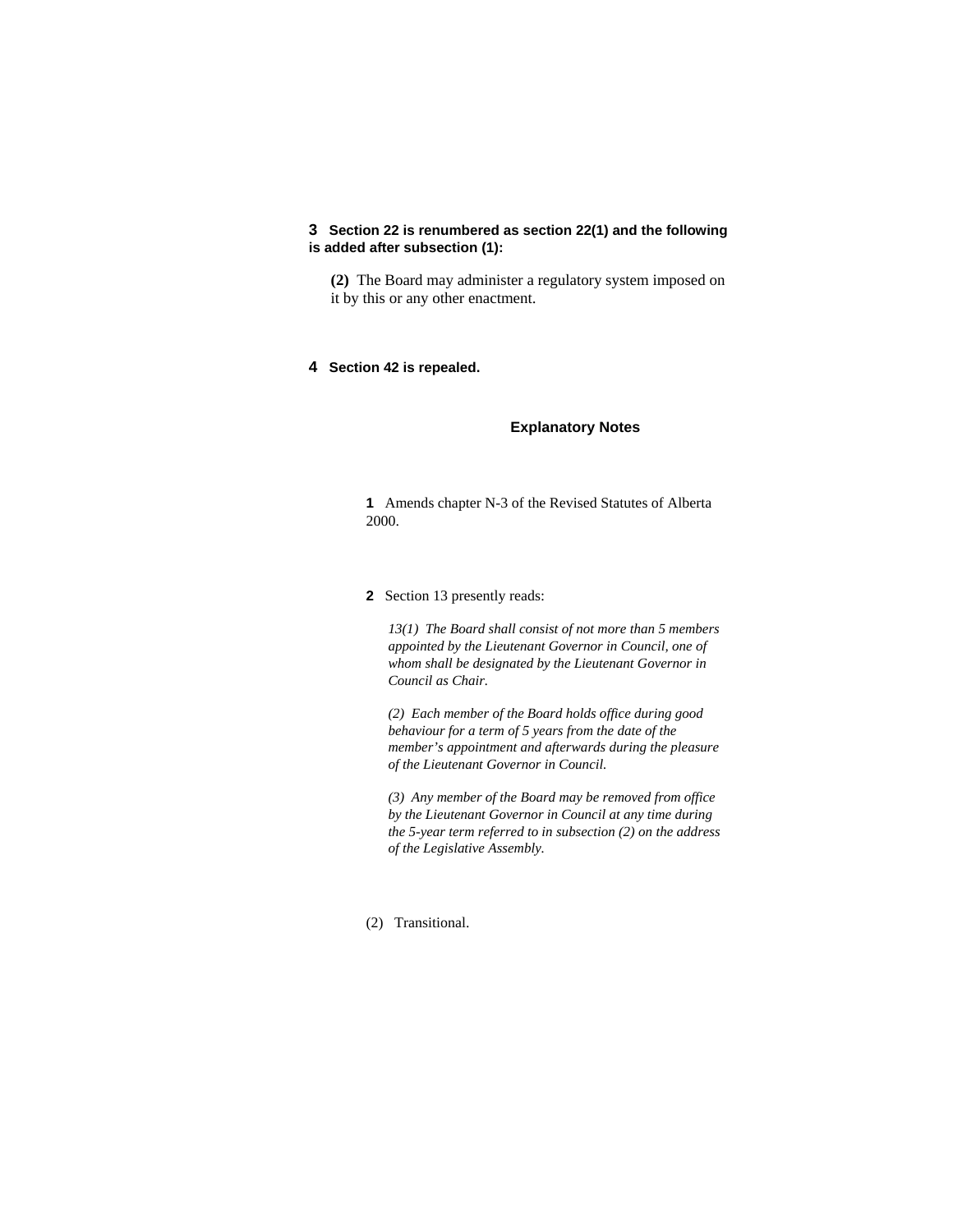**3 Section 22 is renumbered as section 22(1) and the following is added after subsection (1):**

> **(2)** The Board may administer a regulatory system imposed on it by this or any other enactment.

**4 Section 42 is repealed.**

## Explanatory Notes

**1** Amends chapter N-3 of the Revised Statutes of Alberta 2000.

**2** Section 13 presently reads:

> *13(1) The Board shall consist of not more than 5 members appointed by the Lieutenant Governor in Council, one of whom shall be designated by the Lieutenant Governor in Council as Chair.*
>
> *(2) Each member of the Board holds office during good behaviour for a term of 5 years from the date of the member's appointment and afterwards during the pleasure of the Lieutenant Governor in Council.*
>
> *(3) Any member of the Board may be removed from office by the Lieutenant Governor in Council at any time during the 5-year term referred to in subsection (2) on the address of the Legislative Assembly.*

(2) Transitional.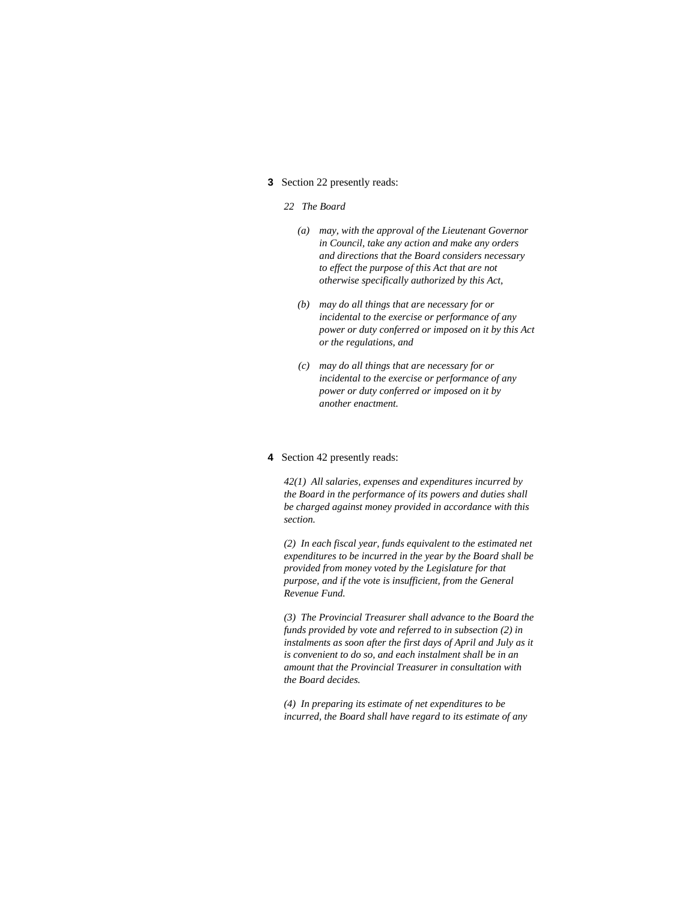**3** Section 22 presently reads:

*22 The Board*

*(a) may, with the approval of the Lieutenant Governor in Council, take any action and make any orders and directions that the Board considers necessary to effect the purpose of this Act that are not otherwise specifically authorized by this Act,*

*(b) may do all things that are necessary for or incidental to the exercise or performance of any power or duty conferred or imposed on it by this Act or the regulations, and*

*(c) may do all things that are necessary for or incidental to the exercise or performance of any power or duty conferred or imposed on it by another enactment.*

**4** Section 42 presently reads:

*42(1) All salaries, expenses and expenditures incurred by the Board in the performance of its powers and duties shall be charged against money provided in accordance with this section.*

*(2) In each fiscal year, funds equivalent to the estimated net expenditures to be incurred in the year by the Board shall be provided from money voted by the Legislature for that purpose, and if the vote is insufficient, from the General Revenue Fund.*

*(3) The Provincial Treasurer shall advance to the Board the funds provided by vote and referred to in subsection (2) in instalments as soon after the first days of April and July as it is convenient to do so, and each instalment shall be in an amount that the Provincial Treasurer in consultation with the Board decides.*

*(4) In preparing its estimate of net expenditures to be incurred, the Board shall have regard to its estimate of any*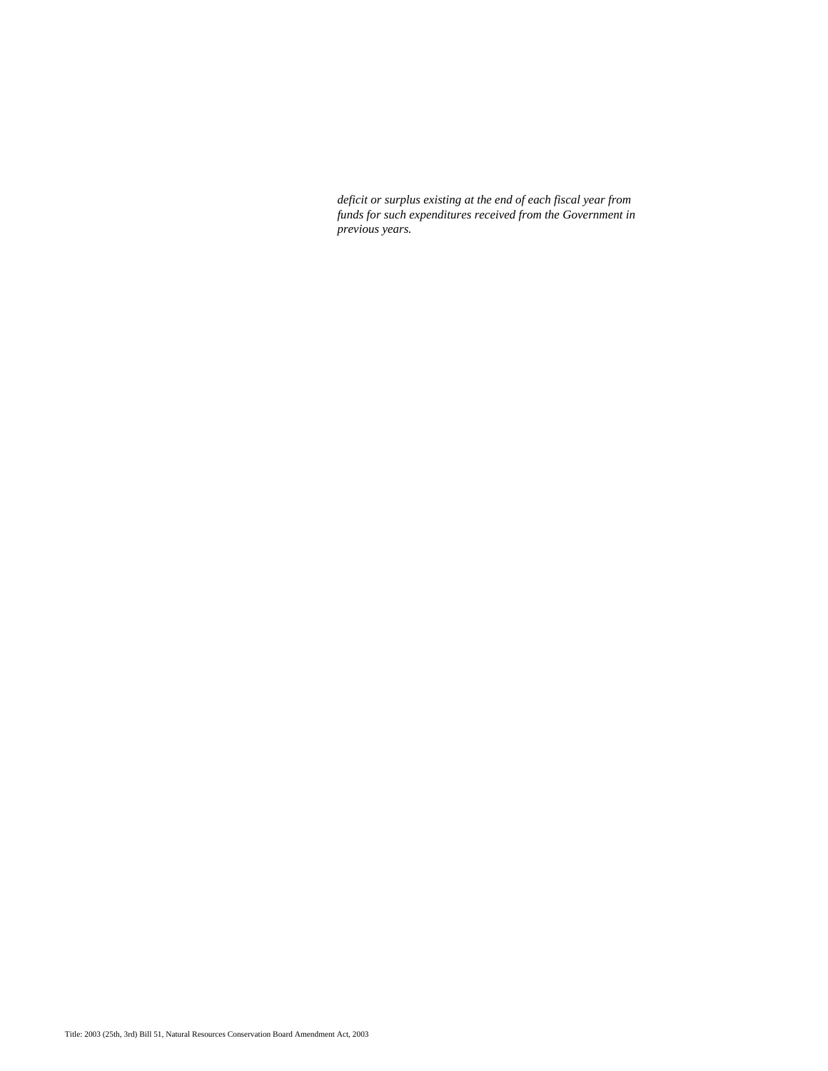*deficit or surplus existing at the end of each fiscal year from funds for such expenditures received from the Government in previous years.*